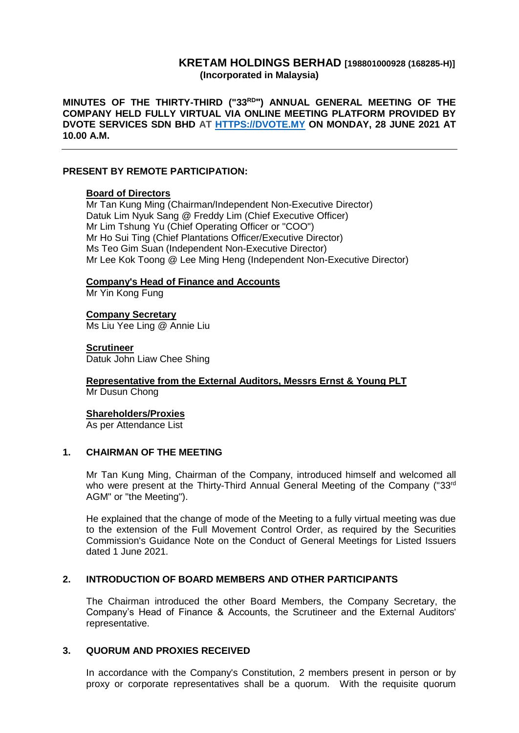# KRETAM HOLDINGS BERHAD [198801000928 (168285-H)]

**(Incorporated in Malaysia)**

**MINUTES OF THE THIRTY-THIRD ("33[RD]") ANNUAL GENERAL MEETING OF THE COMPANY HELD FULLY VIRTUAL VIA ONLINE MEETING PLATFORM PROVIDED BY DVOTE SERVICES SDN BHD AT [HTTPS://DVOTE.MY](https://dvote.my) ON MONDAY, 28 JUNE 2021 AT 10.00 A.M.**

---

**PRESENT BY REMOTE PARTICIPATION:**

**Board of Directors**
Mr Tan Kung Ming (Chairman/Independent Non-Executive Director)
Datuk Lim Nyuk Sang @ Freddy Lim (Chief Executive Officer)
Mr Lim Tshung Yu (Chief Operating Officer or "COO")
Mr Ho Sui Ting (Chief Plantations Officer/Executive Director)
Ms Teo Gim Suan (Independent Non-Executive Director)
Mr Lee Kok Toong @ Lee Ming Heng (Independent Non-Executive Director)

**Company's Head of Finance and Accounts**
Mr Yin Kong Fung

**Company Secretary**
Ms Liu Yee Ling @ Annie Liu

**Scrutineer**
Datuk John Liaw Chee Shing

**Representative from the External Auditors, Messrs Ernst & Young PLT**
Mr Dusun Chong

**Shareholders/Proxies**
As per Attendance List

## 1. CHAIRMAN OF THE MEETING

Mr Tan Kung Ming, Chairman of the Company, introduced himself and welcomed all who were present at the Thirty-Third Annual General Meeting of the Company ("33[rd] AGM" or "the Meeting").

He explained that the change of mode of the Meeting to a fully virtual meeting was due to the extension of the Full Movement Control Order, as required by the Securities Commission's Guidance Note on the Conduct of General Meetings for Listed Issuers dated 1 June 2021.

## 2. INTRODUCTION OF BOARD MEMBERS AND OTHER PARTICIPANTS

The Chairman introduced the other Board Members, the Company Secretary, the Company's Head of Finance & Accounts, the Scrutineer and the External Auditors' representative.

## 3. QUORUM AND PROXIES RECEIVED

In accordance with the Company's Constitution, 2 members present in person or by proxy or corporate representatives shall be a quorum. With the requisite quorum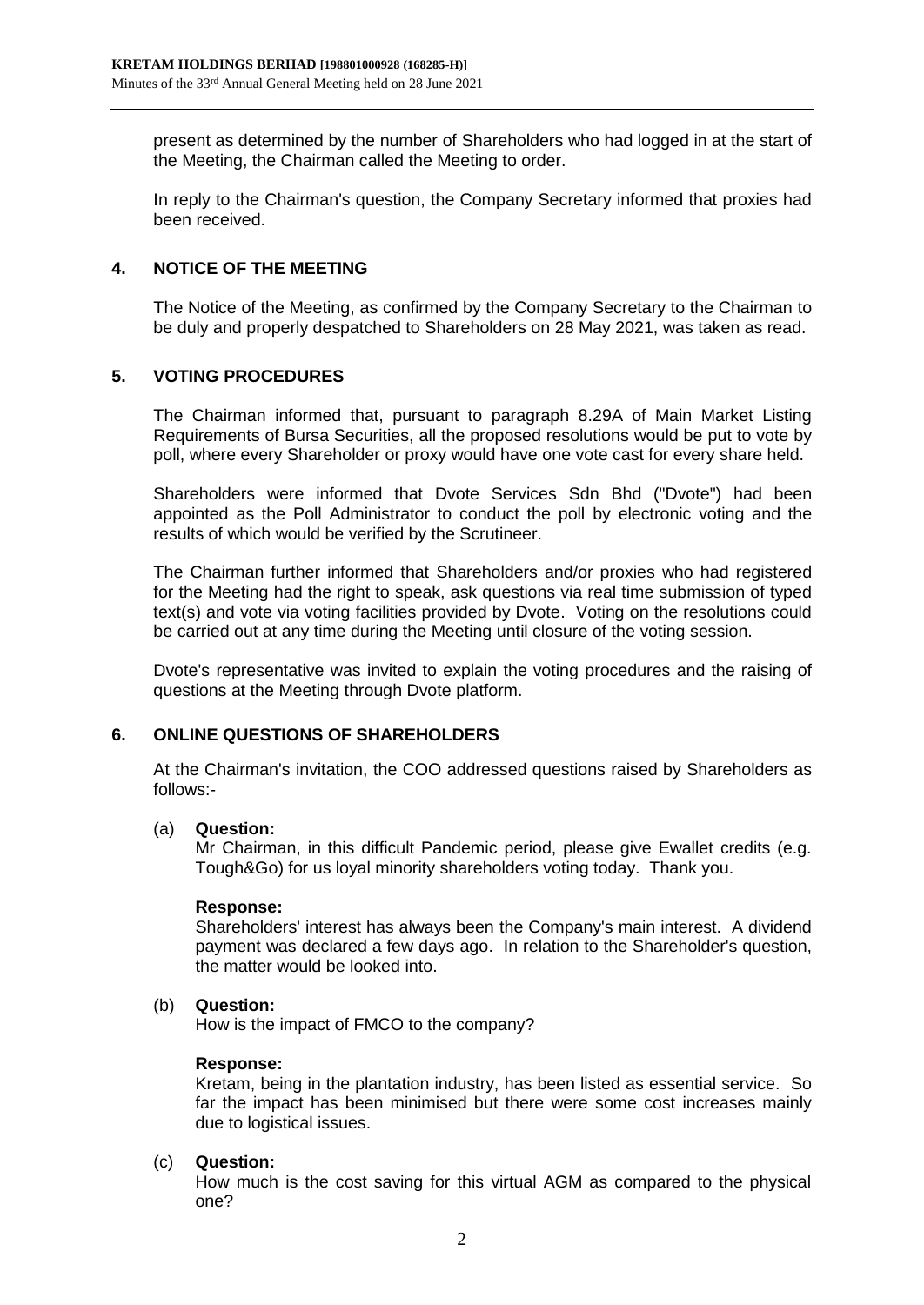present as determined by the number of Shareholders who had logged in at the start of the Meeting, the Chairman called the Meeting to order.

In reply to the Chairman's question, the Company Secretary informed that proxies had been received.

## 4. NOTICE OF THE MEETING

The Notice of the Meeting, as confirmed by the Company Secretary to the Chairman to be duly and properly despatched to Shareholders on 28 May 2021, was taken as read.

## 5. VOTING PROCEDURES

The Chairman informed that, pursuant to paragraph 8.29A of Main Market Listing Requirements of Bursa Securities, all the proposed resolutions would be put to vote by poll, where every Shareholder or proxy would have one vote cast for every share held.

Shareholders were informed that Dvote Services Sdn Bhd ("Dvote") had been appointed as the Poll Administrator to conduct the poll by electronic voting and the results of which would be verified by the Scrutineer.

The Chairman further informed that Shareholders and/or proxies who had registered for the Meeting had the right to speak, ask questions via real time submission of typed text(s) and vote via voting facilities provided by Dvote. Voting on the resolutions could be carried out at any time during the Meeting until closure of the voting session.

Dvote's representative was invited to explain the voting procedures and the raising of questions at the Meeting through Dvote platform.

## 6. ONLINE QUESTIONS OF SHAREHOLDERS

At the Chairman's invitation, the COO addressed questions raised by Shareholders as follows:-

(a) **Question:**
Mr Chairman, in this difficult Pandemic period, please give Ewallet credits (e.g. Tough&Go) for us loyal minority shareholders voting today. Thank you.

**Response:**
Shareholders' interest has always been the Company's main interest. A dividend payment was declared a few days ago. In relation to the Shareholder's question, the matter would be looked into.

(b) **Question:**
How is the impact of FMCO to the company?

**Response:**
Kretam, being in the plantation industry, has been listed as essential service. So far the impact has been minimised but there were some cost increases mainly due to logistical issues.

(c) **Question:**
How much is the cost saving for this virtual AGM as compared to the physical one?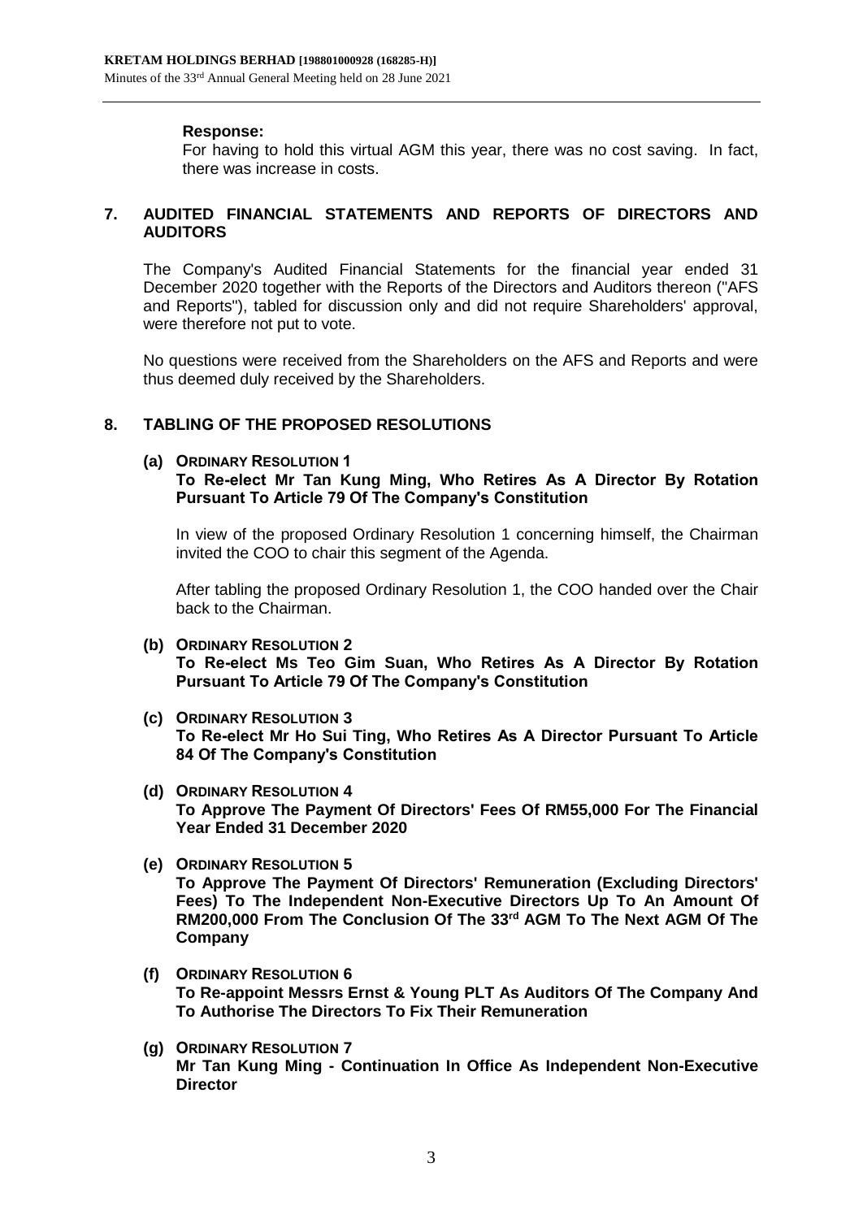**Response:**

For having to hold this virtual AGM this year, there was no cost saving. In fact, there was increase in costs.

## 7. AUDITED FINANCIAL STATEMENTS AND REPORTS OF DIRECTORS AND AUDITORS

The Company's Audited Financial Statements for the financial year ended 31 December 2020 together with the Reports of the Directors and Auditors thereon ("AFS and Reports"), tabled for discussion only and did not require Shareholders' approval, were therefore not put to vote.

No questions were received from the Shareholders on the AFS and Reports and were thus deemed duly received by the Shareholders.

## 8. TABLING OF THE PROPOSED RESOLUTIONS

**(a) ORDINARY RESOLUTION 1**
**To Re-elect Mr Tan Kung Ming, Who Retires As A Director By Rotation Pursuant To Article 79 Of The Company's Constitution**

In view of the proposed Ordinary Resolution 1 concerning himself, the Chairman invited the COO to chair this segment of the Agenda.

After tabling the proposed Ordinary Resolution 1, the COO handed over the Chair back to the Chairman.

**(b) ORDINARY RESOLUTION 2**
**To Re-elect Ms Teo Gim Suan, Who Retires As A Director By Rotation Pursuant To Article 79 Of The Company's Constitution**

**(c) ORDINARY RESOLUTION 3**
**To Re-elect Mr Ho Sui Ting, Who Retires As A Director Pursuant To Article 84 Of The Company's Constitution**

**(d) ORDINARY RESOLUTION 4**
**To Approve The Payment Of Directors' Fees Of RM55,000 For The Financial Year Ended 31 December 2020**

**(e) ORDINARY RESOLUTION 5**
**To Approve The Payment Of Directors' Remuneration (Excluding Directors' Fees) To The Independent Non-Executive Directors Up To An Amount Of RM200,000 From The Conclusion Of The 33rd AGM To The Next AGM Of The Company**

**(f) ORDINARY RESOLUTION 6**
**To Re-appoint Messrs Ernst & Young PLT As Auditors Of The Company And To Authorise The Directors To Fix Their Remuneration**

**(g) ORDINARY RESOLUTION 7**
**Mr Tan Kung Ming - Continuation In Office As Independent Non-Executive Director**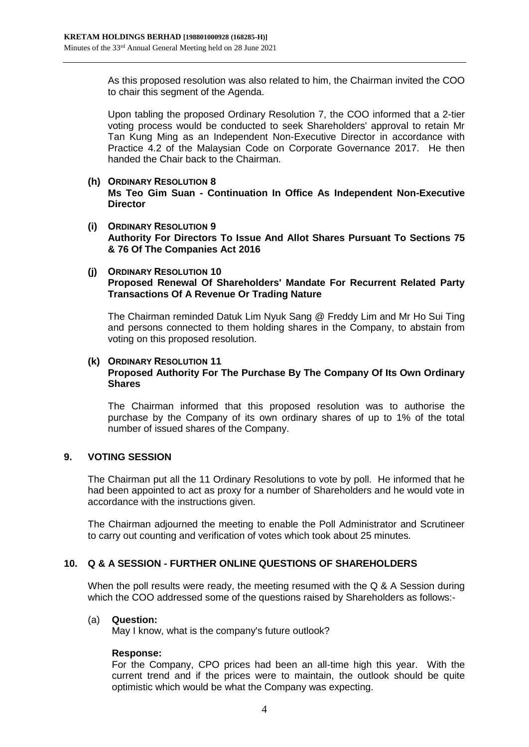As this proposed resolution was also related to him, the Chairman invited the COO to chair this segment of the Agenda.

Upon tabling the proposed Ordinary Resolution 7, the COO informed that a 2-tier voting process would be conducted to seek Shareholders' approval to retain Mr Tan Kung Ming as an Independent Non-Executive Director in accordance with Practice 4.2 of the Malaysian Code on Corporate Governance 2017. He then handed the Chair back to the Chairman.

**(h) ORDINARY RESOLUTION 8**
**Ms Teo Gim Suan - Continuation In Office As Independent Non-Executive Director**

**(i) ORDINARY RESOLUTION 9**
**Authority For Directors To Issue And Allot Shares Pursuant To Sections 75 & 76 Of The Companies Act 2016**

**(j) ORDINARY RESOLUTION 10**
**Proposed Renewal Of Shareholders' Mandate For Recurrent Related Party Transactions Of A Revenue Or Trading Nature**

The Chairman reminded Datuk Lim Nyuk Sang @ Freddy Lim and Mr Ho Sui Ting and persons connected to them holding shares in the Company, to abstain from voting on this proposed resolution.

**(k) ORDINARY RESOLUTION 11**
**Proposed Authority For The Purchase By The Company Of Its Own Ordinary Shares**

The Chairman informed that this proposed resolution was to authorise the purchase by the Company of its own ordinary shares of up to 1% of the total number of issued shares of the Company.

## 9. VOTING SESSION

The Chairman put all the 11 Ordinary Resolutions to vote by poll. He informed that he had been appointed to act as proxy for a number of Shareholders and he would vote in accordance with the instructions given.

The Chairman adjourned the meeting to enable the Poll Administrator and Scrutineer to carry out counting and verification of votes which took about 25 minutes.

## 10. Q & A SESSION - FURTHER ONLINE QUESTIONS OF SHAREHOLDERS

When the poll results were ready, the meeting resumed with the Q & A Session during which the COO addressed some of the questions raised by Shareholders as follows:-

(a) **Question:**
May I know, what is the company's future outlook?

**Response:**
For the Company, CPO prices had been an all-time high this year. With the current trend and if the prices were to maintain, the outlook should be quite optimistic which would be what the Company was expecting.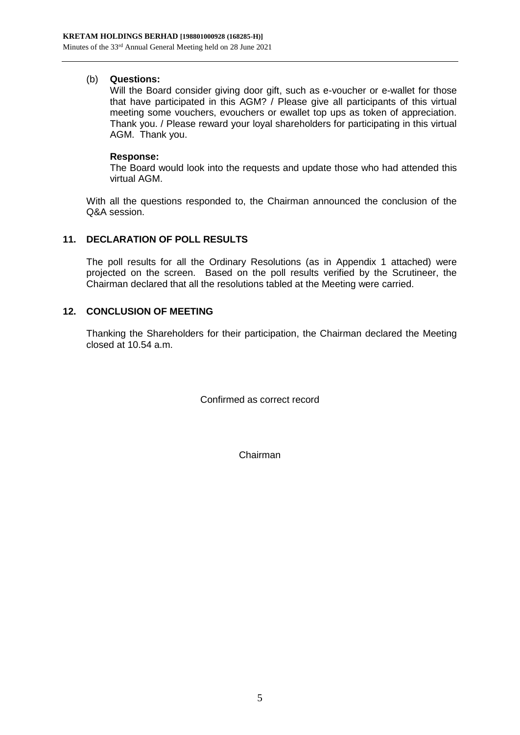(b) **Questions:**

Will the Board consider giving door gift, such as e-voucher or e-wallet for those that have participated in this AGM? / Please give all participants of this virtual meeting some vouchers, evouchers or ewallet top ups as token of appreciation. Thank you. / Please reward your loyal shareholders for participating in this virtual AGM. Thank you.

**Response:**

The Board would look into the requests and update those who had attended this virtual AGM.

With all the questions responded to, the Chairman announced the conclusion of the Q&A session.

## 11. DECLARATION OF POLL RESULTS

The poll results for all the Ordinary Resolutions (as in Appendix 1 attached) were projected on the screen. Based on the poll results verified by the Scrutineer, the Chairman declared that all the resolutions tabled at the Meeting were carried.

## 12. CONCLUSION OF MEETING

Thanking the Shareholders for their participation, the Chairman declared the Meeting closed at 10.54 a.m.

Confirmed as correct record

Chairman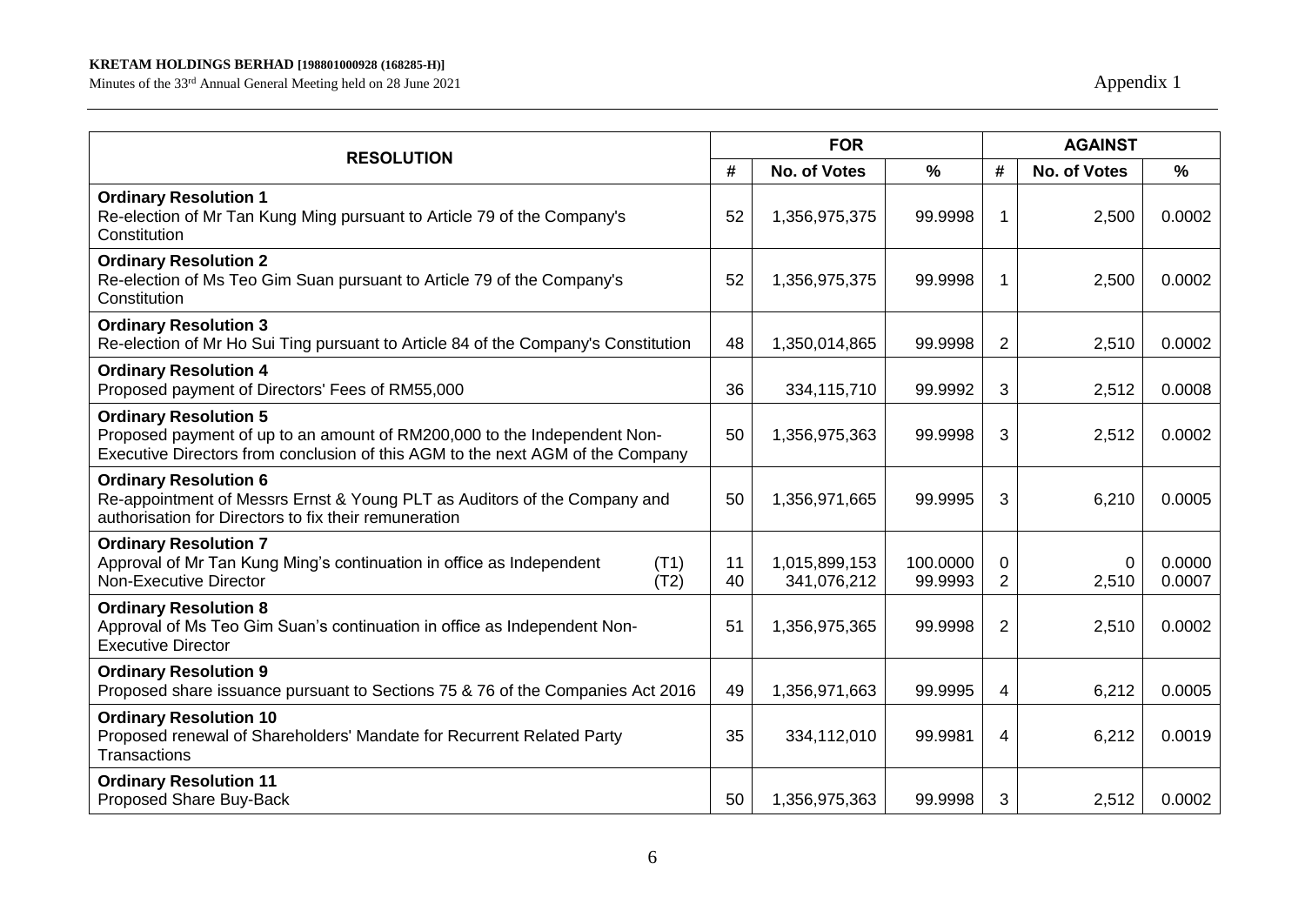Appendix 1

| RESOLUTION | FOR | | | AGAINST | | |
|---|---|---|---|---|---|---|
| | # | No. of Votes | % | # | No. of Votes | % |
| **Ordinary Resolution 1**<br>Re-election of Mr Tan Kung Ming pursuant to Article 79 of the Company's Constitution | 52 | 1,356,975,375 | 99.9998 | 1 | 2,500 | 0.0002 |
| **Ordinary Resolution 2**<br>Re-election of Ms Teo Gim Suan pursuant to Article 79 of the Company's Constitution | 52 | 1,356,975,375 | 99.9998 | 1 | 2,500 | 0.0002 |
| **Ordinary Resolution 3**<br>Re-election of Mr Ho Sui Ting pursuant to Article 84 of the Company's Constitution | 48 | 1,350,014,865 | 99.9998 | 2 | 2,510 | 0.0002 |
| **Ordinary Resolution 4**<br>Proposed payment of Directors' Fees of RM55,000 | 36 | 334,115,710 | 99.9992 | 3 | 2,512 | 0.0008 |
| **Ordinary Resolution 5**<br>Proposed payment of up to an amount of RM200,000 to the Independent Non-Executive Directors from conclusion of this AGM to the next AGM of the Company | 50 | 1,356,975,363 | 99.9998 | 3 | 2,512 | 0.0002 |
| **Ordinary Resolution 6**<br>Re-appointment of Messrs Ernst & Young PLT as Auditors of the Company and authorisation for Directors to fix their remuneration | 50 | 1,356,971,665 | 99.9995 | 3 | 6,210 | 0.0005 |
| **Ordinary Resolution 7**<br>Approval of Mr Tan Kung Ming's continuation in office as Independent Non-Executive Director (T1) (T2) | 11<br>40 | 1,015,899,153<br>341,076,212 | 100.0000<br>99.9993 | 0<br>2 | 0<br>2,510 | 0.0000<br>0.0007 |
| **Ordinary Resolution 8**<br>Approval of Ms Teo Gim Suan's continuation in office as Independent Non-Executive Director | 51 | 1,356,975,365 | 99.9998 | 2 | 2,510 | 0.0002 |
| **Ordinary Resolution 9**<br>Proposed share issuance pursuant to Sections 75 & 76 of the Companies Act 2016 | 49 | 1,356,971,663 | 99.9995 | 4 | 6,212 | 0.0005 |
| **Ordinary Resolution 10**<br>Proposed renewal of Shareholders' Mandate for Recurrent Related Party Transactions | 35 | 334,112,010 | 99.9981 | 4 | 6,212 | 0.0019 |
| **Ordinary Resolution 11**<br>Proposed Share Buy-Back | 50 | 1,356,975,363 | 99.9998 | 3 | 2,512 | 0.0002 |